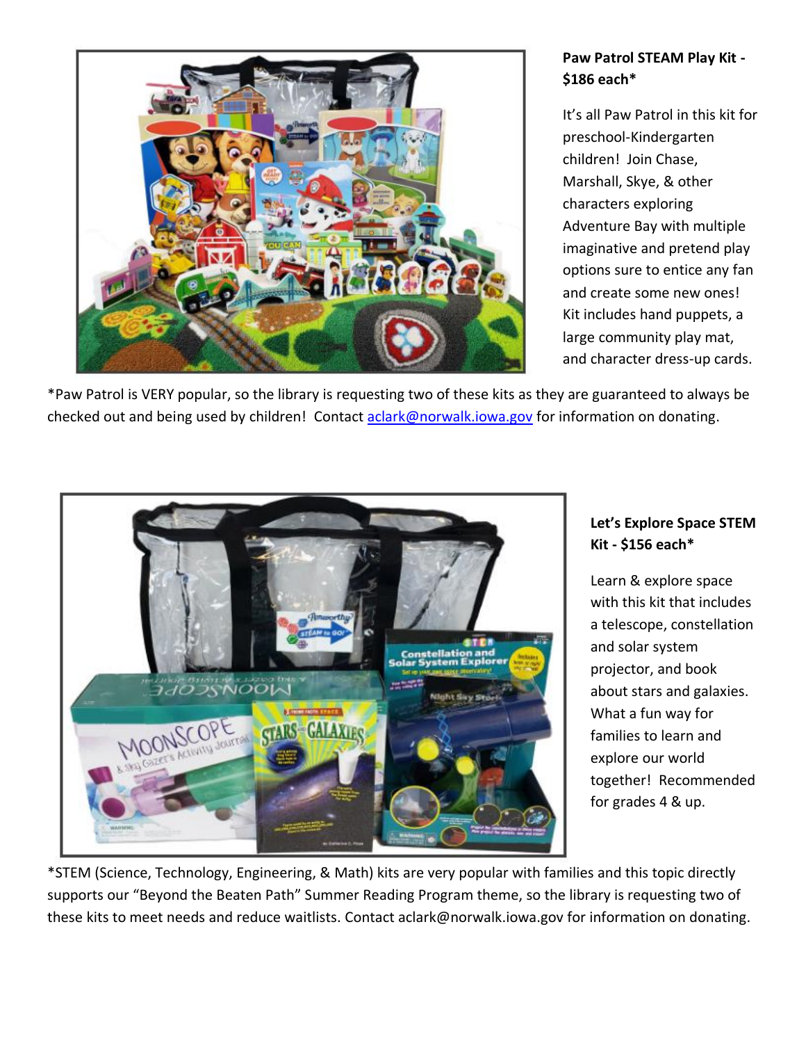**Paw Patrol STEAM Play Kit - $186 each***

It's all Paw Patrol in this kit for preschool-Kindergarten children! Join Chase, Marshall, Skye, & other characters exploring Adventure Bay with multiple imaginative and pretend play options sure to entice any fan and create some new ones! Kit includes hand puppets, a large community play mat, and character dress-up cards.

*Paw Patrol is VERY popular, so the library is requesting two of these kits as they are guaranteed to always be checked out and being used by children! Contact [aclark@norwalk.iowa.gov](mailto:aclark@norwalk.iowa.gov) for information on donating.

**Let's Explore Space STEM Kit - $156 each***

Learn & explore space with this kit that includes a telescope, constellation and solar system projector, and book about stars and galaxies. What a fun way for families to learn and explore our world together! Recommended for grades 4 & up.

*STEM (Science, Technology, Engineering, & Math) kits are very popular with families and this topic directly supports our "Beyond the Beaten Path" Summer Reading Program theme, so the library is requesting two of these kits to meet needs and reduce waitlists. Contact aclark@norwalk.iowa.gov for information on donating.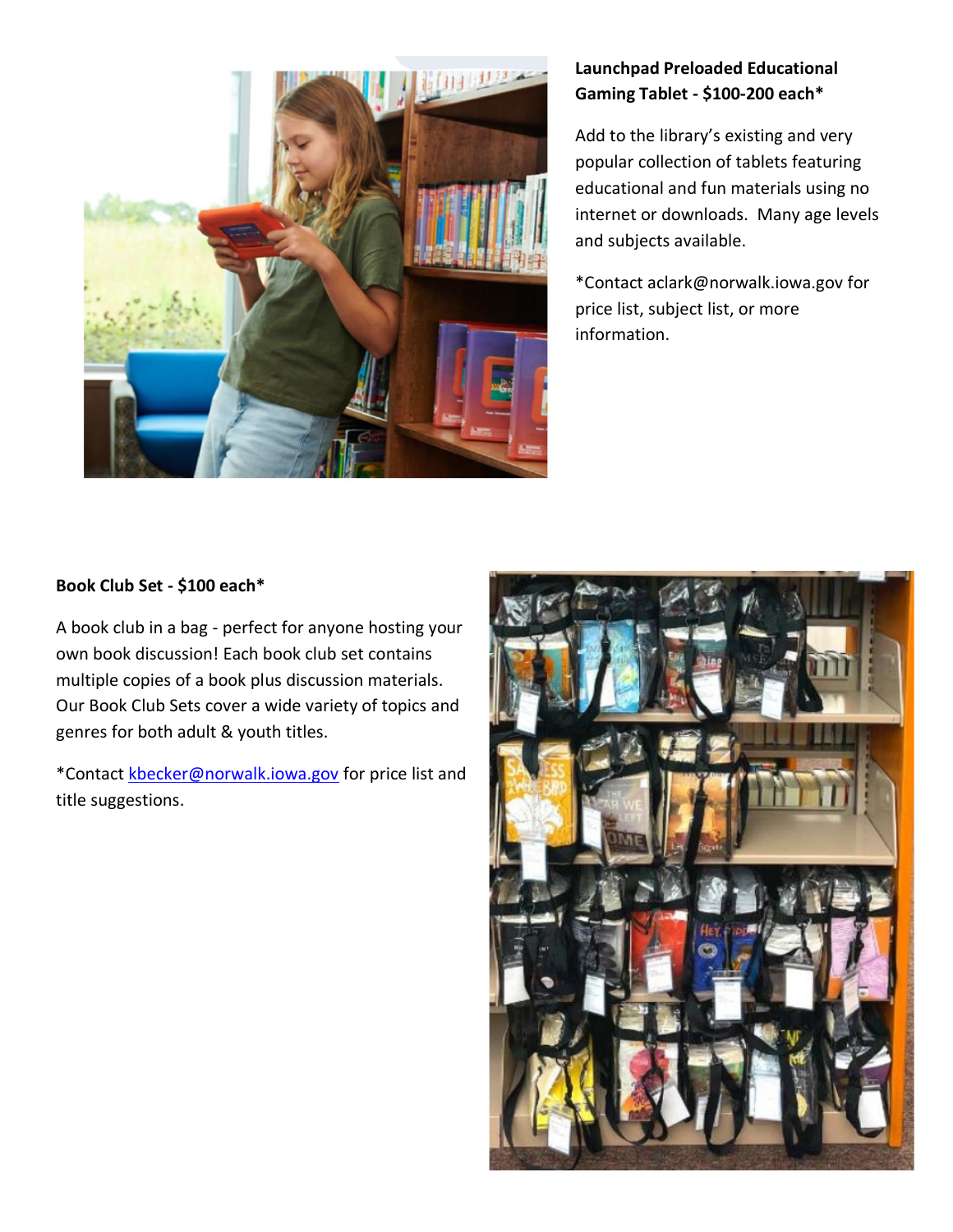**Launchpad Preloaded Educational Gaming Tablet - $100-200 each***

Add to the library's existing and very popular collection of tablets featuring educational and fun materials using no internet or downloads. Many age levels and subjects available.

*Contact aclark@norwalk.iowa.gov for price list, subject list, or more information.

**Book Club Set - $100 each***

A book club in a bag - perfect for anyone hosting your own book discussion! Each book club set contains multiple copies of a book plus discussion materials. Our Book Club Sets cover a wide variety of topics and genres for both adult & youth titles.

*Contact kbecker@norwalk.iowa.gov for price list and title suggestions.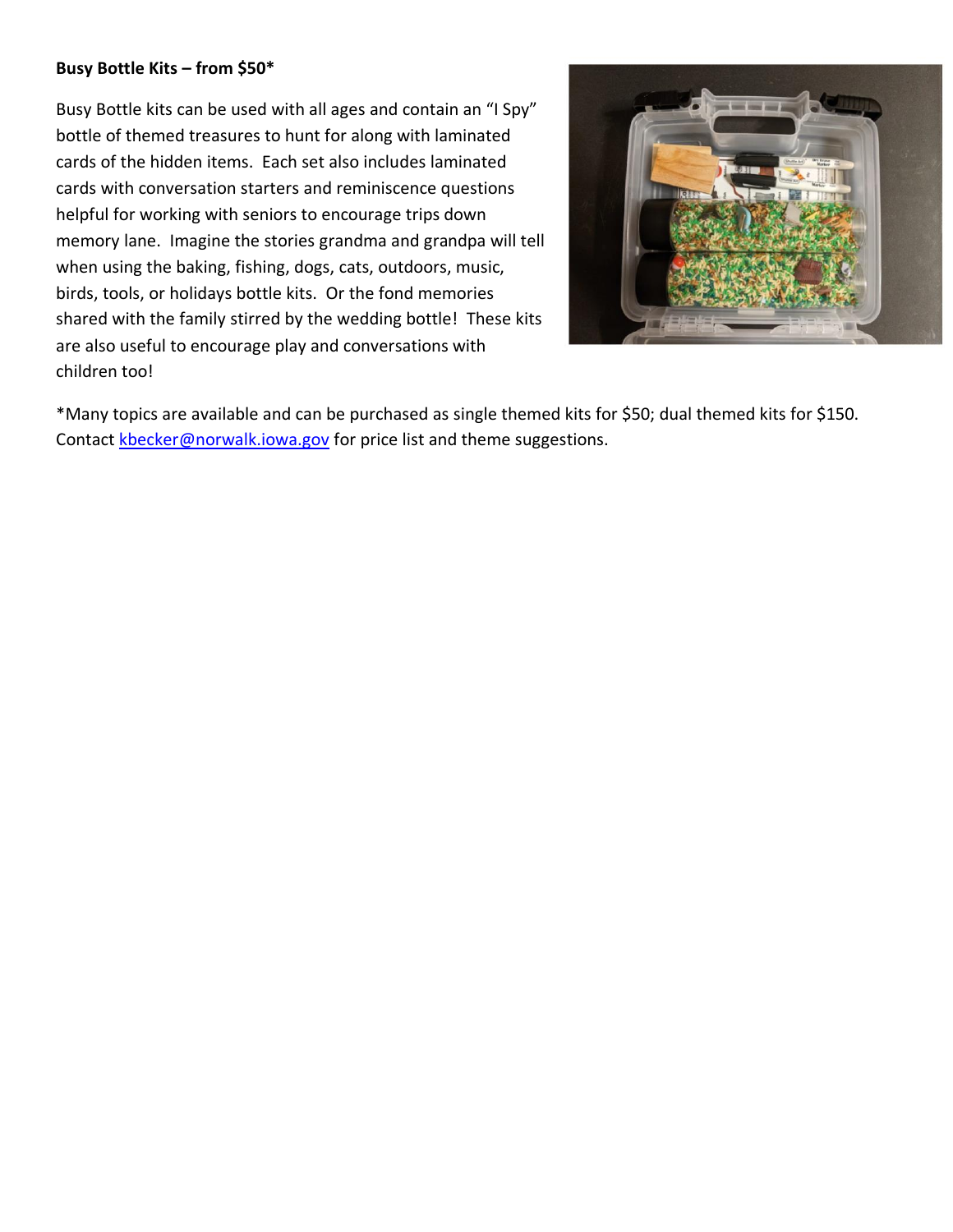**Busy Bottle Kits – from $50***

Busy Bottle kits can be used with all ages and contain an "I Spy" bottle of themed treasures to hunt for along with laminated cards of the hidden items. Each set also includes laminated cards with conversation starters and reminiscence questions helpful for working with seniors to encourage trips down memory lane. Imagine the stories grandma and grandpa will tell when using the baking, fishing, dogs, cats, outdoors, music, birds, tools, or holidays bottle kits. Or the fond memories shared with the family stirred by the wedding bottle! These kits are also useful to encourage play and conversations with children too!

*Many topics are available and can be purchased as single themed kits for $50; dual themed kits for $150. Contact kbecker@norwalk.iowa.gov for price list and theme suggestions.